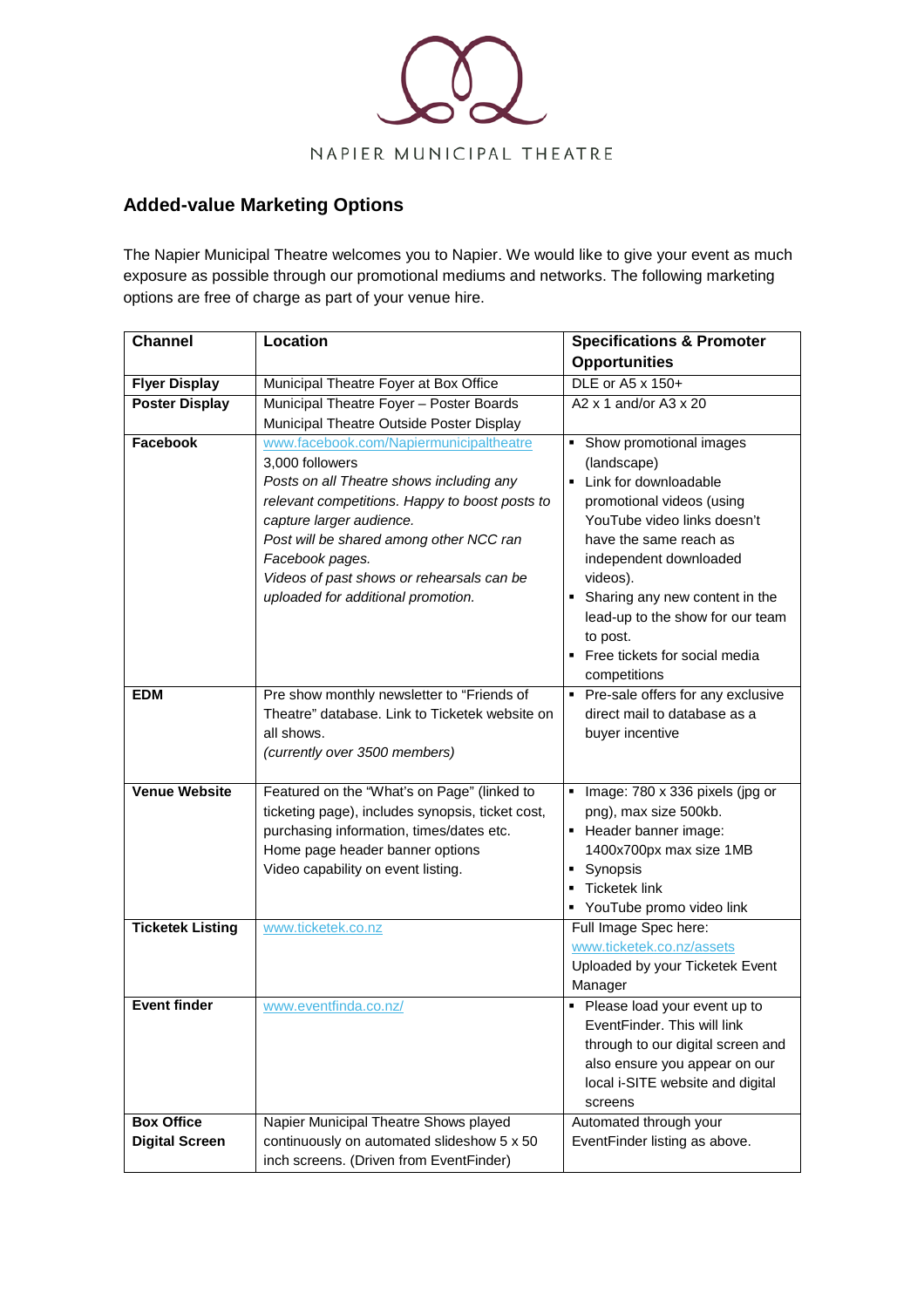NAPIER MUNICIPAL THEATRE

## Added-value Marketing Options

The Napier Municipal Theatre welcomes you to Napier. We would like to give your event as much exposure as possible through our promotional mediums and networks. The following marketing options are free of charge as part of your venue hire.

| Channel | Location | Specifications & Promoter Opportunities |
|---|---|---|
| **Flyer Display** | Municipal Theatre Foyer at Box Office | DLE or A5 x 150+ |
| **Poster Display** | Municipal Theatre Foyer – Poster Boards<br>Municipal Theatre Outside Poster Display | A2 x 1 and/or A3 x 20 |
| **Facebook** | www.facebook.com/Napiermunicipaltheatre<br>3,000 followers<br>*Posts on all Theatre shows including any relevant competitions. Happy to boost posts to capture larger audience.*<br>*Post will be shared among other NCC ran Facebook pages.*<br>*Videos of past shows or rehearsals can be uploaded for additional promotion.* | ▪ Show promotional images (landscape)<br>▪ Link for downloadable promotional videos (using YouTube video links doesn't have the same reach as independent downloaded videos).<br>▪ Sharing any new content in the lead-up to the show for our team to post.<br>▪ Free tickets for social media competitions |
| **EDM** | Pre show monthly newsletter to "Friends of Theatre" database. Link to Ticketek website on all shows.<br>*(currently over 3500 members)* | ▪ Pre-sale offers for any exclusive direct mail to database as a buyer incentive |
| **Venue Website** | Featured on the "What's on Page" (linked to ticketing page), includes synopsis, ticket cost, purchasing information, times/dates etc.<br>Home page header banner options<br>Video capability on event listing. | ▪ Image: 780 x 336 pixels (jpg or png), max size 500kb.<br>▪ Header banner image: 1400x700px max size 1MB<br>▪ Synopsis<br>▪ Ticketek link<br>▪ YouTube promo video link |
| **Ticketek Listing** | www.ticketek.co.nz | Full Image Spec here: www.ticketek.co.nz/assets<br>Uploaded by your Ticketek Event Manager |
| **Event finder** | www.eventfinda.co.nz/ | ▪ Please load your event up to EventFinder. This will link through to our digital screen and also ensure you appear on our local i-SITE website and digital screens |
| **Box Office Digital Screen** | Napier Municipal Theatre Shows played continuously on automated slideshow 5 x 50 inch screens. (Driven from EventFinder) | Automated through your EventFinder listing as above. |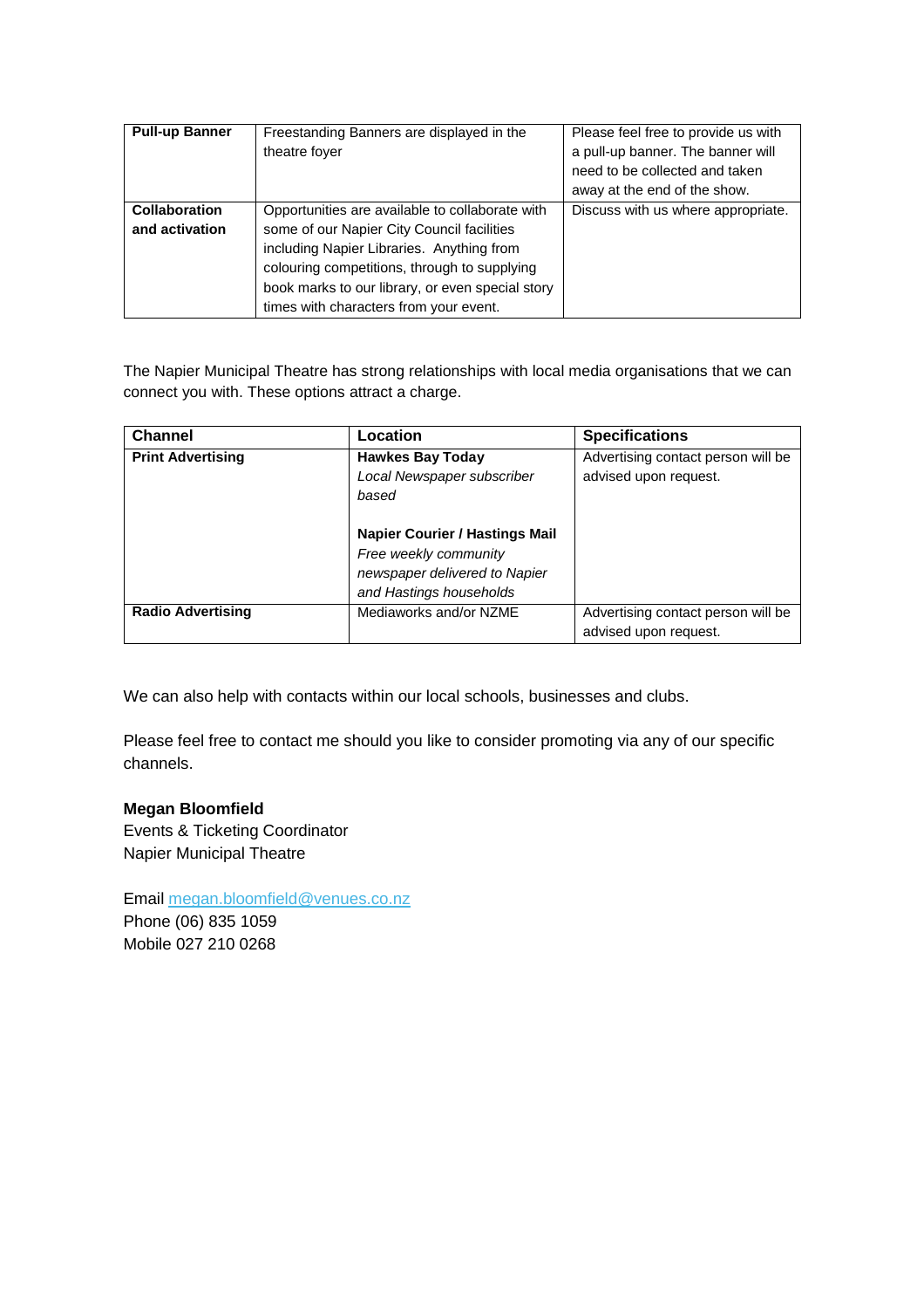| | | |
|---|---|---|
| **Pull-up Banner** | Freestanding Banners are displayed in the theatre foyer | Please feel free to provide us with a pull-up banner. The banner will need to be collected and taken away at the end of the show. |
| **Collaboration and activation** | Opportunities are available to collaborate with some of our Napier City Council facilities including Napier Libraries. Anything from colouring competitions, through to supplying book marks to our library, or even special story times with characters from your event. | Discuss with us where appropriate. |

The Napier Municipal Theatre has strong relationships with local media organisations that we can connect you with. These options attract a charge.

| Channel | Location | Specifications |
|---|---|---|
| **Print Advertising** | **Hawkes Bay Today**<br>*Local Newspaper subscriber based*<br><br>**Napier Courier / Hastings Mail**<br>*Free weekly community newspaper delivered to Napier and Hastings households* | Advertising contact person will be advised upon request. |
| **Radio Advertising** | Mediaworks and/or NZME | Advertising contact person will be advised upon request. |

We can also help with contacts within our local schools, businesses and clubs.

Please feel free to contact me should you like to consider promoting via any of our specific channels.

**Megan Bloomfield**
Events & Ticketing Coordinator
Napier Municipal Theatre

Email [megan.bloomfield@venues.co.nz](mailto:megan.bloomfield@venues.co.nz)
Phone (06) 835 1059
Mobile 027 210 0268